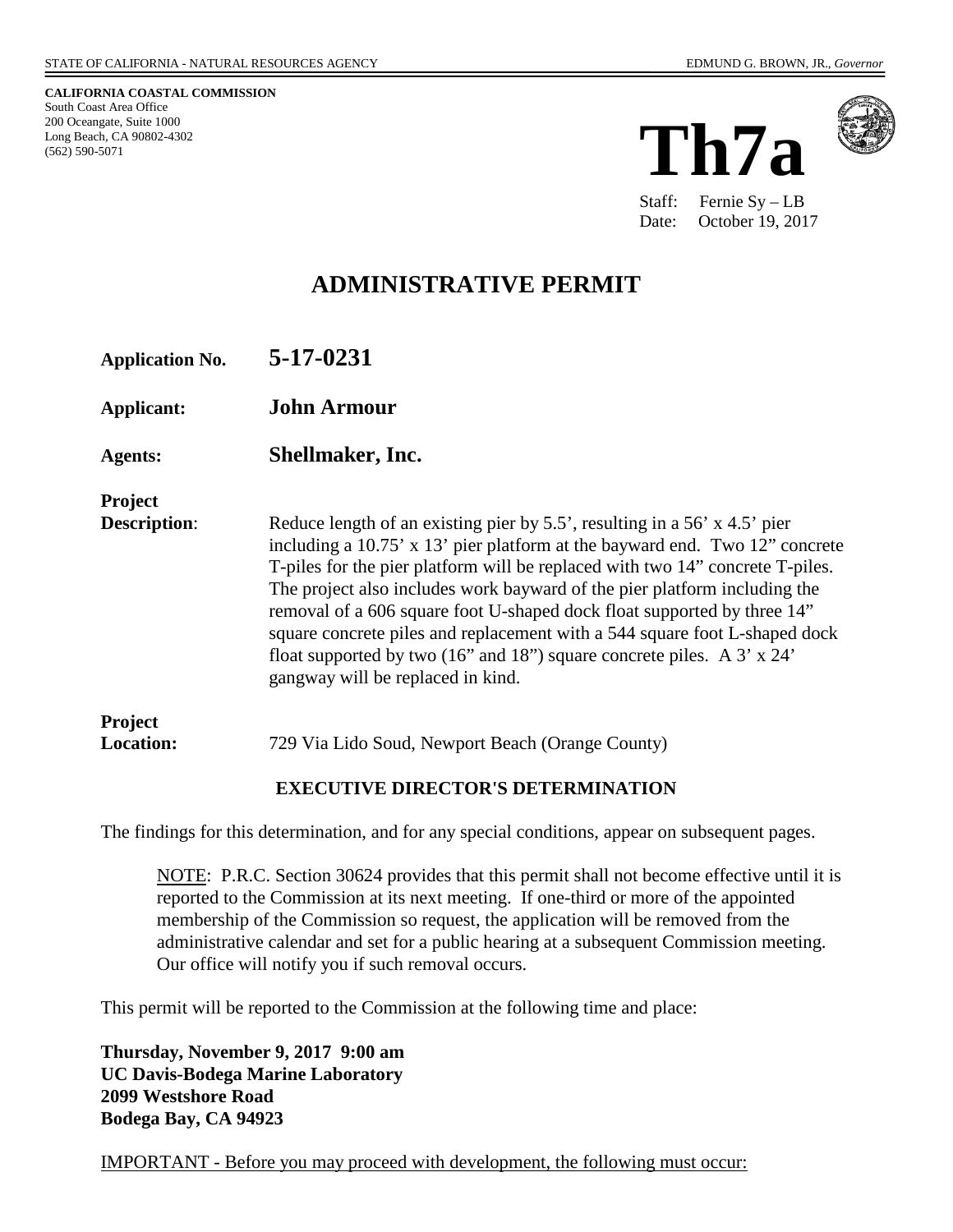STATE OF CALIFORNIA - NATURAL RESOURCES AGENCY　　　　　　　　　　　　　　　　　　　　EDMUND G. BROWN, JR., *Governor*

**CALIFORNIA COASTAL COMMISSION**
South Coast Area Office
200 Oceangate, Suite 1000
Long Beach, CA 90802-4302
(562) 590-5071

# Th7a

Staff: Fernie Sy – LB
Date: October 19, 2017

## ADMINISTRATIVE PERMIT

**Application No.** **5-17-0231**

**Applicant:** **John Armour**

**Agents:** **Shellmaker, Inc.**

**Project Description**: Reduce length of an existing pier by 5.5', resulting in a 56' x 4.5' pier including a 10.75' x 13' pier platform at the bayward end. Two 12" concrete T-piles for the pier platform will be replaced with two 14" concrete T-piles. The project also includes work bayward of the pier platform including the removal of a 606 square foot U-shaped dock float supported by three 14" square concrete piles and replacement with a 544 square foot L-shaped dock float supported by two (16" and 18") square concrete piles. A 3' x 24' gangway will be replaced in kind.

**Project Location:** 729 Via Lido Soud, Newport Beach (Orange County)

### EXECUTIVE DIRECTOR'S DETERMINATION

The findings for this determination, and for any special conditions, appear on subsequent pages.

> NOTE: P.R.C. Section 30624 provides that this permit shall not become effective until it is reported to the Commission at its next meeting. If one-third or more of the appointed membership of the Commission so request, the application will be removed from the administrative calendar and set for a public hearing at a subsequent Commission meeting. Our office will notify you if such removal occurs.

This permit will be reported to the Commission at the following time and place:

**Thursday, November 9, 2017 9:00 am**
**UC Davis-Bodega Marine Laboratory**
**2099 Westshore Road**
**Bodega Bay, CA 94923**

IMPORTANT - Before you may proceed with development, the following must occur: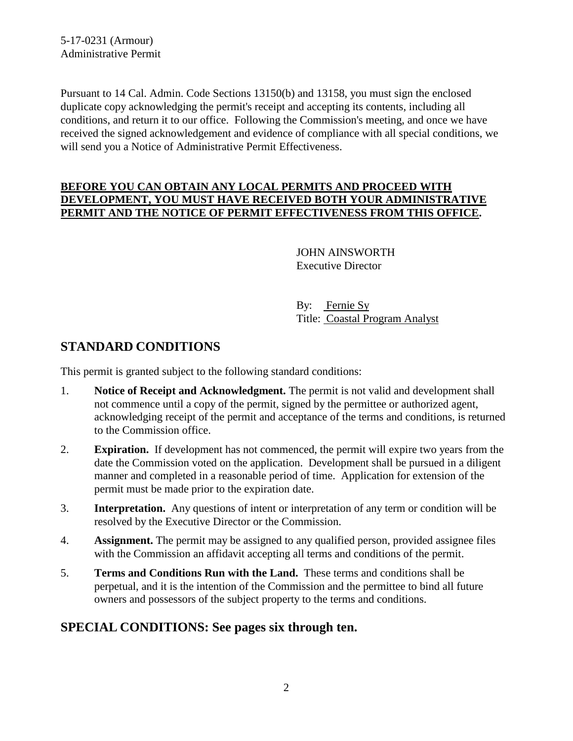Pursuant to 14 Cal. Admin. Code Sections 13150(b) and 13158, you must sign the enclosed duplicate copy acknowledging the permit's receipt and accepting its contents, including all conditions, and return it to our office. Following the Commission's meeting, and once we have received the signed acknowledgement and evidence of compliance with all special conditions, we will send you a Notice of Administrative Permit Effectiveness.

**BEFORE YOU CAN OBTAIN ANY LOCAL PERMITS AND PROCEED WITH DEVELOPMENT, YOU MUST HAVE RECEIVED BOTH YOUR ADMINISTRATIVE PERMIT AND THE NOTICE OF PERMIT EFFECTIVENESS FROM THIS OFFICE.**

JOHN AINSWORTH
Executive Director

By: Fernie Sy
Title: Coastal Program Analyst

## STANDARD CONDITIONS

This permit is granted subject to the following standard conditions:

1. **Notice of Receipt and Acknowledgment.** The permit is not valid and development shall not commence until a copy of the permit, signed by the permittee or authorized agent, acknowledging receipt of the permit and acceptance of the terms and conditions, is returned to the Commission office.
2. **Expiration.** If development has not commenced, the permit will expire two years from the date the Commission voted on the application. Development shall be pursued in a diligent manner and completed in a reasonable period of time. Application for extension of the permit must be made prior to the expiration date.
3. **Interpretation.** Any questions of intent or interpretation of any term or condition will be resolved by the Executive Director or the Commission.
4. **Assignment.** The permit may be assigned to any qualified person, provided assignee files with the Commission an affidavit accepting all terms and conditions of the permit.
5. **Terms and Conditions Run with the Land.** These terms and conditions shall be perpetual, and it is the intention of the Commission and the permittee to bind all future owners and possessors of the subject property to the terms and conditions.

## SPECIAL CONDITIONS: See pages six through ten.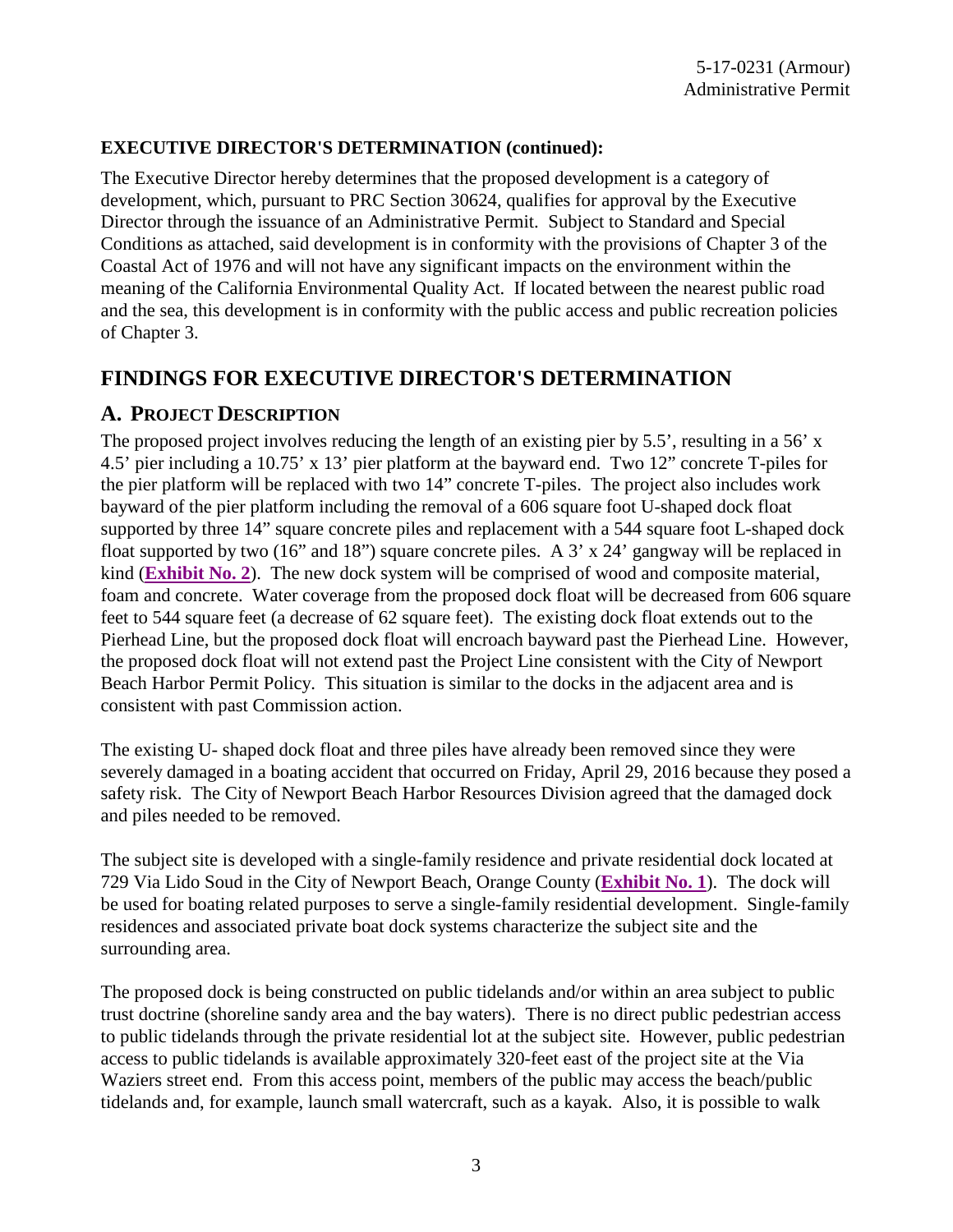**EXECUTIVE DIRECTOR'S DETERMINATION (continued):**

The Executive Director hereby determines that the proposed development is a category of development, which, pursuant to PRC Section 30624, qualifies for approval by the Executive Director through the issuance of an Administrative Permit. Subject to Standard and Special Conditions as attached, said development is in conformity with the provisions of Chapter 3 of the Coastal Act of 1976 and will not have any significant impacts on the environment within the meaning of the California Environmental Quality Act. If located between the nearest public road and the sea, this development is in conformity with the public access and public recreation policies of Chapter 3.

# FINDINGS FOR EXECUTIVE DIRECTOR'S DETERMINATION

## A. PROJECT DESCRIPTION

The proposed project involves reducing the length of an existing pier by 5.5', resulting in a 56' x 4.5' pier including a 10.75' x 13' pier platform at the bayward end. Two 12" concrete T-piles for the pier platform will be replaced with two 14" concrete T-piles. The project also includes work bayward of the pier platform including the removal of a 606 square foot U-shaped dock float supported by three 14" square concrete piles and replacement with a 544 square foot L-shaped dock float supported by two (16" and 18") square concrete piles. A 3' x 24' gangway will be replaced in kind (**Exhibit No. 2**). The new dock system will be comprised of wood and composite material, foam and concrete. Water coverage from the proposed dock float will be decreased from 606 square feet to 544 square feet (a decrease of 62 square feet). The existing dock float extends out to the Pierhead Line, but the proposed dock float will encroach bayward past the Pierhead Line. However, the proposed dock float will not extend past the Project Line consistent with the City of Newport Beach Harbor Permit Policy. This situation is similar to the docks in the adjacent area and is consistent with past Commission action.

The existing U- shaped dock float and three piles have already been removed since they were severely damaged in a boating accident that occurred on Friday, April 29, 2016 because they posed a safety risk. The City of Newport Beach Harbor Resources Division agreed that the damaged dock and piles needed to be removed.

The subject site is developed with a single-family residence and private residential dock located at 729 Via Lido Soud in the City of Newport Beach, Orange County (**Exhibit No. 1**). The dock will be used for boating related purposes to serve a single-family residential development. Single-family residences and associated private boat dock systems characterize the subject site and the surrounding area.

The proposed dock is being constructed on public tidelands and/or within an area subject to public trust doctrine (shoreline sandy area and the bay waters). There is no direct public pedestrian access to public tidelands through the private residential lot at the subject site. However, public pedestrian access to public tidelands is available approximately 320-feet east of the project site at the Via Waziers street end. From this access point, members of the public may access the beach/public tidelands and, for example, launch small watercraft, such as a kayak. Also, it is possible to walk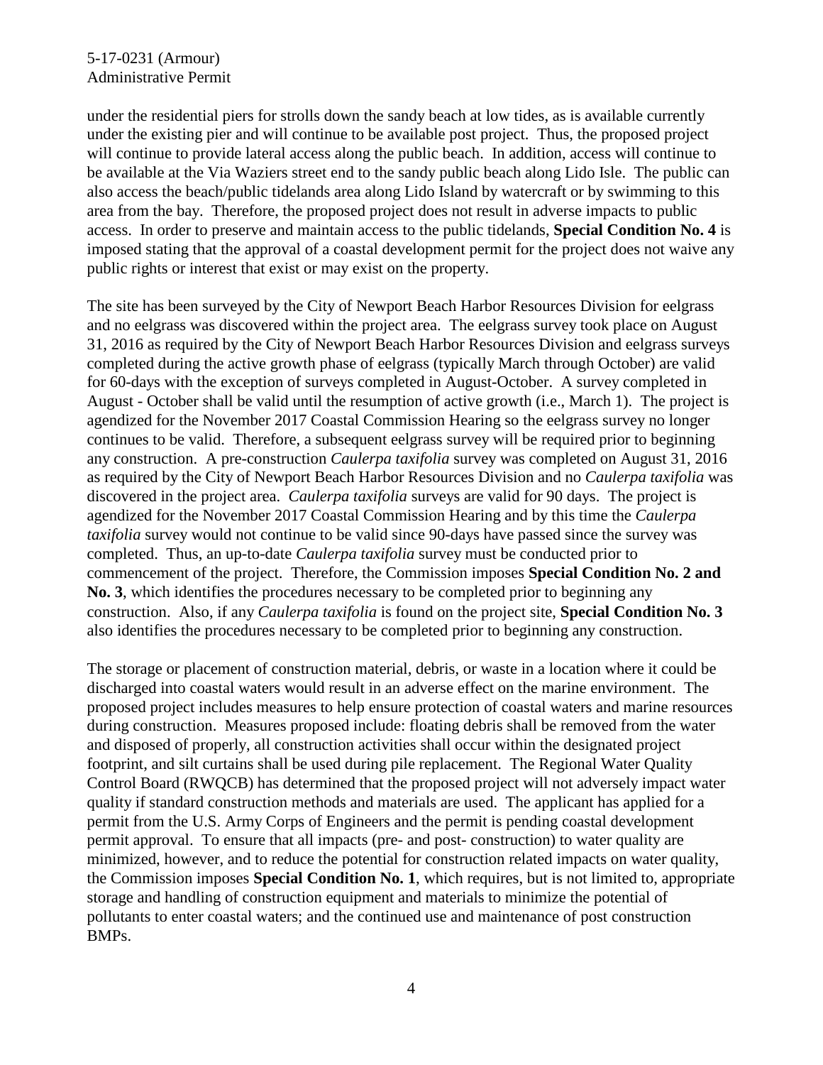under the residential piers for strolls down the sandy beach at low tides, as is available currently under the existing pier and will continue to be available post project. Thus, the proposed project will continue to provide lateral access along the public beach. In addition, access will continue to be available at the Via Waziers street end to the sandy public beach along Lido Isle. The public can also access the beach/public tidelands area along Lido Island by watercraft or by swimming to this area from the bay. Therefore, the proposed project does not result in adverse impacts to public access. In order to preserve and maintain access to the public tidelands, **Special Condition No. 4** is imposed stating that the approval of a coastal development permit for the project does not waive any public rights or interest that exist or may exist on the property.

The site has been surveyed by the City of Newport Beach Harbor Resources Division for eelgrass and no eelgrass was discovered within the project area. The eelgrass survey took place on August 31, 2016 as required by the City of Newport Beach Harbor Resources Division and eelgrass surveys completed during the active growth phase of eelgrass (typically March through October) are valid for 60-days with the exception of surveys completed in August-October. A survey completed in August - October shall be valid until the resumption of active growth (i.e., March 1). The project is agendized for the November 2017 Coastal Commission Hearing so the eelgrass survey no longer continues to be valid. Therefore, a subsequent eelgrass survey will be required prior to beginning any construction. A pre-construction *Caulerpa taxifolia* survey was completed on August 31, 2016 as required by the City of Newport Beach Harbor Resources Division and no *Caulerpa taxifolia* was discovered in the project area. *Caulerpa taxifolia* surveys are valid for 90 days. The project is agendized for the November 2017 Coastal Commission Hearing and by this time the *Caulerpa taxifolia* survey would not continue to be valid since 90-days have passed since the survey was completed. Thus, an up-to-date *Caulerpa taxifolia* survey must be conducted prior to commencement of the project. Therefore, the Commission imposes **Special Condition No. 2 and No. 3**, which identifies the procedures necessary to be completed prior to beginning any construction. Also, if any *Caulerpa taxifolia* is found on the project site, **Special Condition No. 3** also identifies the procedures necessary to be completed prior to beginning any construction.

The storage or placement of construction material, debris, or waste in a location where it could be discharged into coastal waters would result in an adverse effect on the marine environment. The proposed project includes measures to help ensure protection of coastal waters and marine resources during construction. Measures proposed include: floating debris shall be removed from the water and disposed of properly, all construction activities shall occur within the designated project footprint, and silt curtains shall be used during pile replacement. The Regional Water Quality Control Board (RWQCB) has determined that the proposed project will not adversely impact water quality if standard construction methods and materials are used. The applicant has applied for a permit from the U.S. Army Corps of Engineers and the permit is pending coastal development permit approval. To ensure that all impacts (pre- and post- construction) to water quality are minimized, however, and to reduce the potential for construction related impacts on water quality, the Commission imposes **Special Condition No. 1**, which requires, but is not limited to, appropriate storage and handling of construction equipment and materials to minimize the potential of pollutants to enter coastal waters; and the continued use and maintenance of post construction BMPs.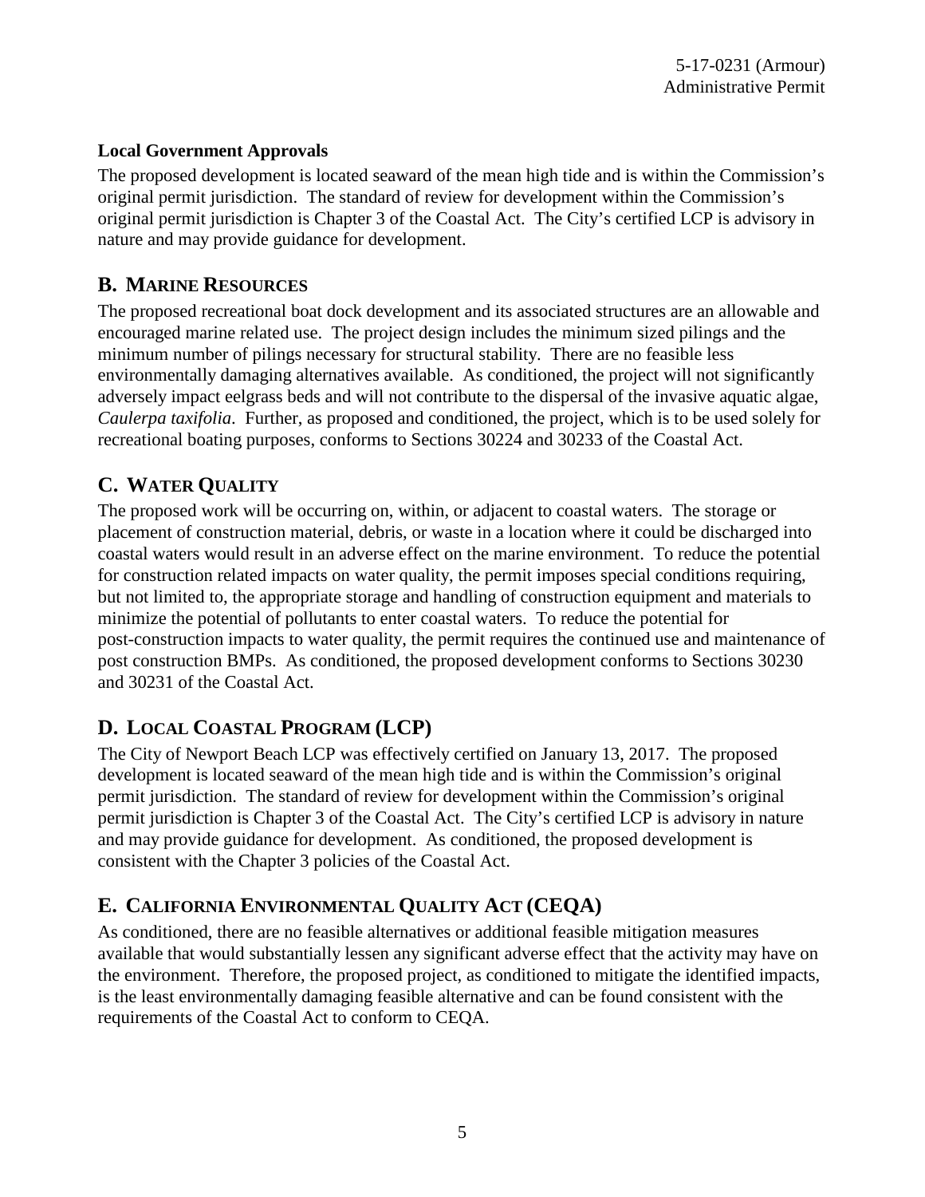**Local Government Approvals**

The proposed development is located seaward of the mean high tide and is within the Commission's original permit jurisdiction. The standard of review for development within the Commission's original permit jurisdiction is Chapter 3 of the Coastal Act. The City's certified LCP is advisory in nature and may provide guidance for development.

## B. MARINE RESOURCES

The proposed recreational boat dock development and its associated structures are an allowable and encouraged marine related use. The project design includes the minimum sized pilings and the minimum number of pilings necessary for structural stability. There are no feasible less environmentally damaging alternatives available. As conditioned, the project will not significantly adversely impact eelgrass beds and will not contribute to the dispersal of the invasive aquatic algae, *Caulerpa taxifolia*. Further, as proposed and conditioned, the project, which is to be used solely for recreational boating purposes, conforms to Sections 30224 and 30233 of the Coastal Act.

## C. WATER QUALITY

The proposed work will be occurring on, within, or adjacent to coastal waters. The storage or placement of construction material, debris, or waste in a location where it could be discharged into coastal waters would result in an adverse effect on the marine environment. To reduce the potential for construction related impacts on water quality, the permit imposes special conditions requiring, but not limited to, the appropriate storage and handling of construction equipment and materials to minimize the potential of pollutants to enter coastal waters. To reduce the potential for post-construction impacts to water quality, the permit requires the continued use and maintenance of post construction BMPs. As conditioned, the proposed development conforms to Sections 30230 and 30231 of the Coastal Act.

## D. LOCAL COASTAL PROGRAM (LCP)

The City of Newport Beach LCP was effectively certified on January 13, 2017. The proposed development is located seaward of the mean high tide and is within the Commission's original permit jurisdiction. The standard of review for development within the Commission's original permit jurisdiction is Chapter 3 of the Coastal Act. The City's certified LCP is advisory in nature and may provide guidance for development. As conditioned, the proposed development is consistent with the Chapter 3 policies of the Coastal Act.

## E. CALIFORNIA ENVIRONMENTAL QUALITY ACT (CEQA)

As conditioned, there are no feasible alternatives or additional feasible mitigation measures available that would substantially lessen any significant adverse effect that the activity may have on the environment. Therefore, the proposed project, as conditioned to mitigate the identified impacts, is the least environmentally damaging feasible alternative and can be found consistent with the requirements of the Coastal Act to conform to CEQA.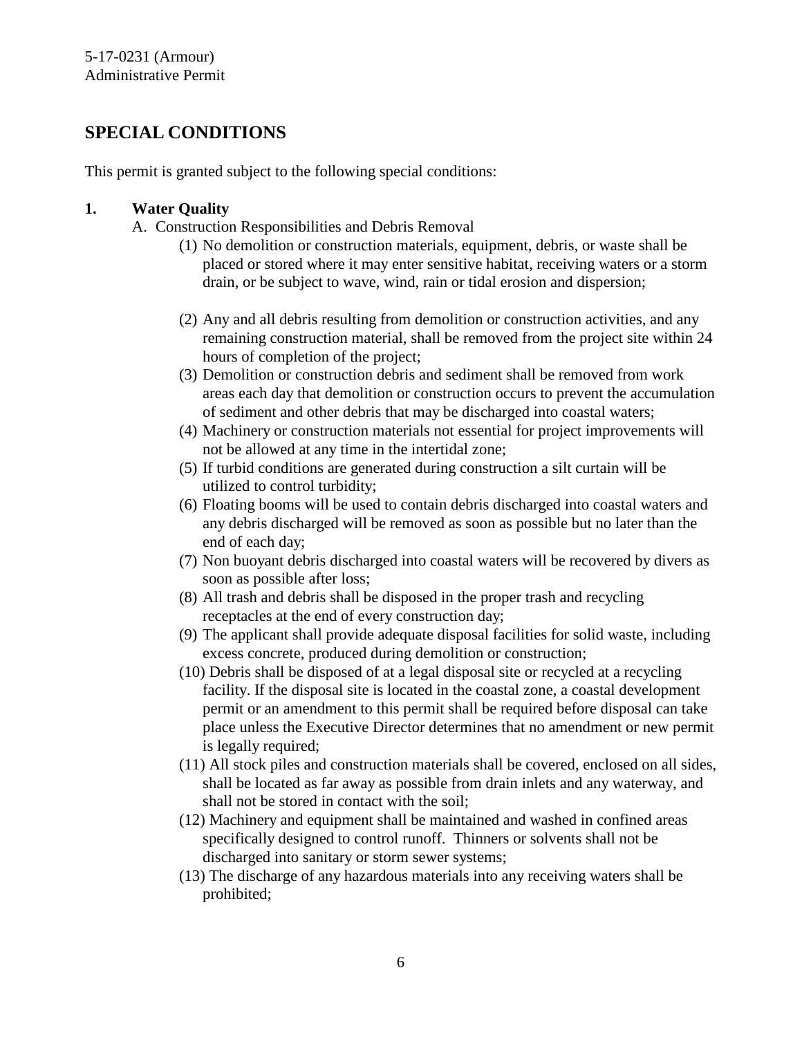## SPECIAL CONDITIONS

This permit is granted subject to the following special conditions:

**1. Water Quality**

A. Construction Responsibilities and Debris Removal

(1) No demolition or construction materials, equipment, debris, or waste shall be placed or stored where it may enter sensitive habitat, receiving waters or a storm drain, or be subject to wave, wind, rain or tidal erosion and dispersion;

(2) Any and all debris resulting from demolition or construction activities, and any remaining construction material, shall be removed from the project site within 24 hours of completion of the project;

(3) Demolition or construction debris and sediment shall be removed from work areas each day that demolition or construction occurs to prevent the accumulation of sediment and other debris that may be discharged into coastal waters;

(4) Machinery or construction materials not essential for project improvements will not be allowed at any time in the intertidal zone;

(5) If turbid conditions are generated during construction a silt curtain will be utilized to control turbidity;

(6) Floating booms will be used to contain debris discharged into coastal waters and any debris discharged will be removed as soon as possible but no later than the end of each day;

(7) Non buoyant debris discharged into coastal waters will be recovered by divers as soon as possible after loss;

(8) All trash and debris shall be disposed in the proper trash and recycling receptacles at the end of every construction day;

(9) The applicant shall provide adequate disposal facilities for solid waste, including excess concrete, produced during demolition or construction;

(10) Debris shall be disposed of at a legal disposal site or recycled at a recycling facility. If the disposal site is located in the coastal zone, a coastal development permit or an amendment to this permit shall be required before disposal can take place unless the Executive Director determines that no amendment or new permit is legally required;

(11) All stock piles and construction materials shall be covered, enclosed on all sides, shall be located as far away as possible from drain inlets and any waterway, and shall not be stored in contact with the soil;

(12) Machinery and equipment shall be maintained and washed in confined areas specifically designed to control runoff. Thinners or solvents shall not be discharged into sanitary or storm sewer systems;

(13) The discharge of any hazardous materials into any receiving waters shall be prohibited;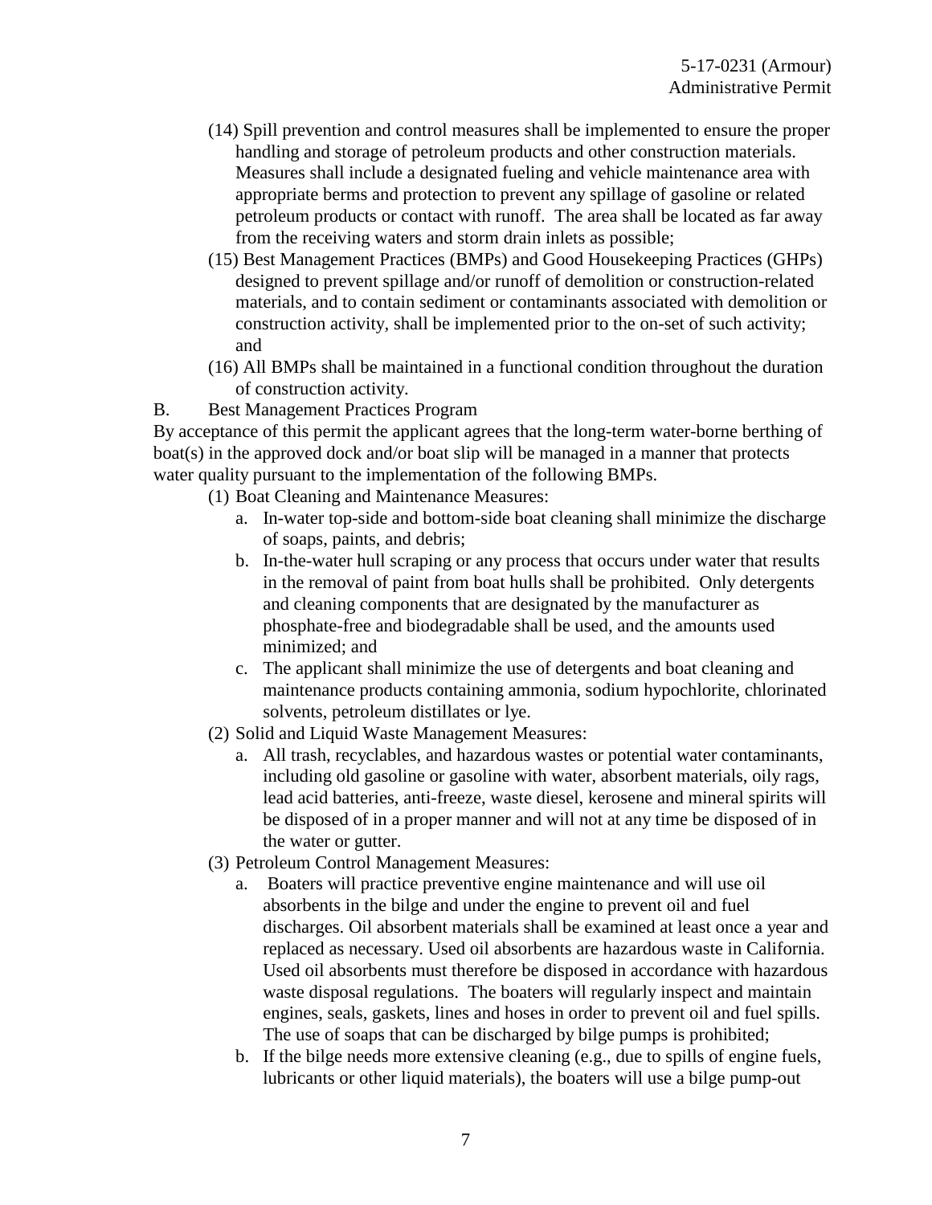(14) Spill prevention and control measures shall be implemented to ensure the proper handling and storage of petroleum products and other construction materials. Measures shall include a designated fueling and vehicle maintenance area with appropriate berms and protection to prevent any spillage of gasoline or related petroleum products or contact with runoff. The area shall be located as far away from the receiving waters and storm drain inlets as possible;

(15) Best Management Practices (BMPs) and Good Housekeeping Practices (GHPs) designed to prevent spillage and/or runoff of demolition or construction-related materials, and to contain sediment or contaminants associated with demolition or construction activity, shall be implemented prior to the on-set of such activity; and

(16) All BMPs shall be maintained in a functional condition throughout the duration of construction activity.

B. Best Management Practices Program

By acceptance of this permit the applicant agrees that the long-term water-borne berthing of boat(s) in the approved dock and/or boat slip will be managed in a manner that protects water quality pursuant to the implementation of the following BMPs.

(1) Boat Cleaning and Maintenance Measures:
   a. In-water top-side and bottom-side boat cleaning shall minimize the discharge of soaps, paints, and debris;
   b. In-the-water hull scraping or any process that occurs under water that results in the removal of paint from boat hulls shall be prohibited. Only detergents and cleaning components that are designated by the manufacturer as phosphate-free and biodegradable shall be used, and the amounts used minimized; and
   c. The applicant shall minimize the use of detergents and boat cleaning and maintenance products containing ammonia, sodium hypochlorite, chlorinated solvents, petroleum distillates or lye.

(2) Solid and Liquid Waste Management Measures:
   a. All trash, recyclables, and hazardous wastes or potential water contaminants, including old gasoline or gasoline with water, absorbent materials, oily rags, lead acid batteries, anti-freeze, waste diesel, kerosene and mineral spirits will be disposed of in a proper manner and will not at any time be disposed of in the water or gutter.

(3) Petroleum Control Management Measures:
   a. Boaters will practice preventive engine maintenance and will use oil absorbents in the bilge and under the engine to prevent oil and fuel discharges. Oil absorbent materials shall be examined at least once a year and replaced as necessary. Used oil absorbents are hazardous waste in California. Used oil absorbents must therefore be disposed in accordance with hazardous waste disposal regulations. The boaters will regularly inspect and maintain engines, seals, gaskets, lines and hoses in order to prevent oil and fuel spills. The use of soaps that can be discharged by bilge pumps is prohibited;
   b. If the bilge needs more extensive cleaning (e.g., due to spills of engine fuels, lubricants or other liquid materials), the boaters will use a bilge pump-out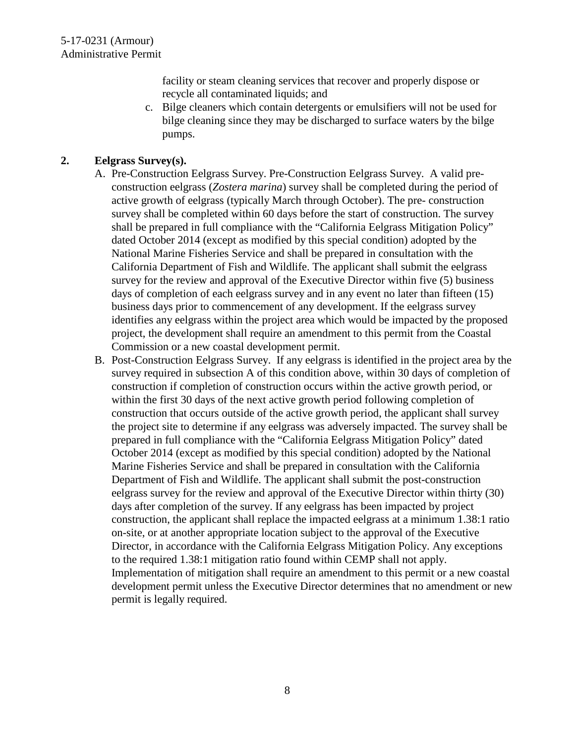facility or steam cleaning services that recover and properly dispose or recycle all contaminated liquids; and

c. Bilge cleaners which contain detergents or emulsifiers will not be used for bilge cleaning since they may be discharged to surface waters by the bilge pumps.

**2. Eelgrass Survey(s).**

A. Pre-Construction Eelgrass Survey. Pre-Construction Eelgrass Survey. A valid pre-construction eelgrass (*Zostera marina*) survey shall be completed during the period of active growth of eelgrass (typically March through October). The pre- construction survey shall be completed within 60 days before the start of construction. The survey shall be prepared in full compliance with the "California Eelgrass Mitigation Policy" dated October 2014 (except as modified by this special condition) adopted by the National Marine Fisheries Service and shall be prepared in consultation with the California Department of Fish and Wildlife. The applicant shall submit the eelgrass survey for the review and approval of the Executive Director within five (5) business days of completion of each eelgrass survey and in any event no later than fifteen (15) business days prior to commencement of any development. If the eelgrass survey identifies any eelgrass within the project area which would be impacted by the proposed project, the development shall require an amendment to this permit from the Coastal Commission or a new coastal development permit.

B. Post-Construction Eelgrass Survey. If any eelgrass is identified in the project area by the survey required in subsection A of this condition above, within 30 days of completion of construction if completion of construction occurs within the active growth period, or within the first 30 days of the next active growth period following completion of construction that occurs outside of the active growth period, the applicant shall survey the project site to determine if any eelgrass was adversely impacted. The survey shall be prepared in full compliance with the "California Eelgrass Mitigation Policy" dated October 2014 (except as modified by this special condition) adopted by the National Marine Fisheries Service and shall be prepared in consultation with the California Department of Fish and Wildlife. The applicant shall submit the post-construction eelgrass survey for the review and approval of the Executive Director within thirty (30) days after completion of the survey. If any eelgrass has been impacted by project construction, the applicant shall replace the impacted eelgrass at a minimum 1.38:1 ratio on-site, or at another appropriate location subject to the approval of the Executive Director, in accordance with the California Eelgrass Mitigation Policy. Any exceptions to the required 1.38:1 mitigation ratio found within CEMP shall not apply. Implementation of mitigation shall require an amendment to this permit or a new coastal development permit unless the Executive Director determines that no amendment or new permit is legally required.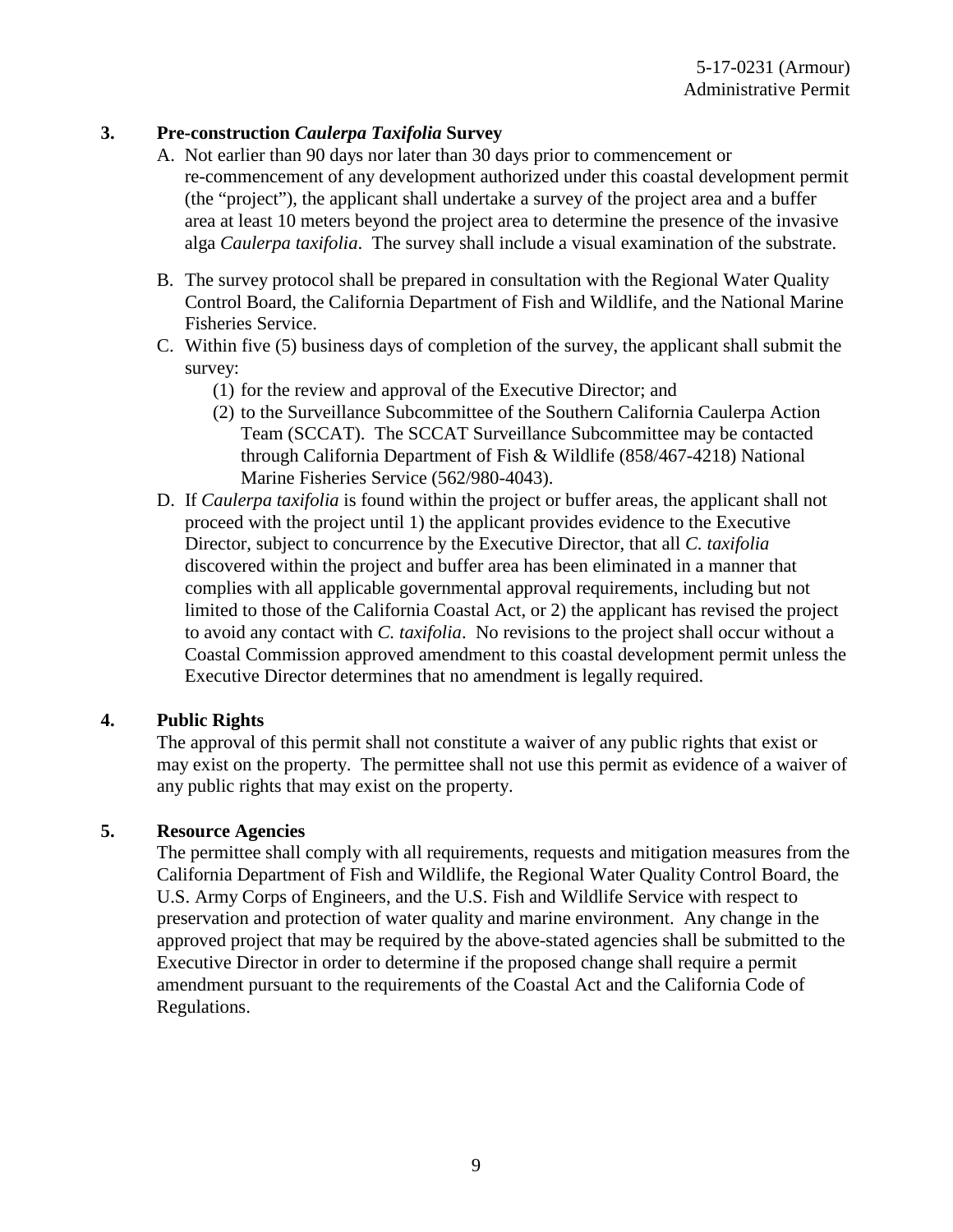**3. Pre-construction *Caulerpa Taxifolia* Survey**

A. Not earlier than 90 days nor later than 30 days prior to commencement or re-commencement of any development authorized under this coastal development permit (the "project"), the applicant shall undertake a survey of the project area and a buffer area at least 10 meters beyond the project area to determine the presence of the invasive alga *Caulerpa taxifolia*. The survey shall include a visual examination of the substrate.

B. The survey protocol shall be prepared in consultation with the Regional Water Quality Control Board, the California Department of Fish and Wildlife, and the National Marine Fisheries Service.

C. Within five (5) business days of completion of the survey, the applicant shall submit the survey:
   (1) for the review and approval of the Executive Director; and
   (2) to the Surveillance Subcommittee of the Southern California Caulerpa Action Team (SCCAT). The SCCAT Surveillance Subcommittee may be contacted through California Department of Fish & Wildlife (858/467-4218) National Marine Fisheries Service (562/980-4043).

D. If *Caulerpa taxifolia* is found within the project or buffer areas, the applicant shall not proceed with the project until 1) the applicant provides evidence to the Executive Director, subject to concurrence by the Executive Director, that all *C. taxifolia* discovered within the project and buffer area has been eliminated in a manner that complies with all applicable governmental approval requirements, including but not limited to those of the California Coastal Act, or 2) the applicant has revised the project to avoid any contact with *C. taxifolia*. No revisions to the project shall occur without a Coastal Commission approved amendment to this coastal development permit unless the Executive Director determines that no amendment is legally required.

**4. Public Rights**

The approval of this permit shall not constitute a waiver of any public rights that exist or may exist on the property. The permittee shall not use this permit as evidence of a waiver of any public rights that may exist on the property.

**5. Resource Agencies**

The permittee shall comply with all requirements, requests and mitigation measures from the California Department of Fish and Wildlife, the Regional Water Quality Control Board, the U.S. Army Corps of Engineers, and the U.S. Fish and Wildlife Service with respect to preservation and protection of water quality and marine environment. Any change in the approved project that may be required by the above-stated agencies shall be submitted to the Executive Director in order to determine if the proposed change shall require a permit amendment pursuant to the requirements of the Coastal Act and the California Code of Regulations.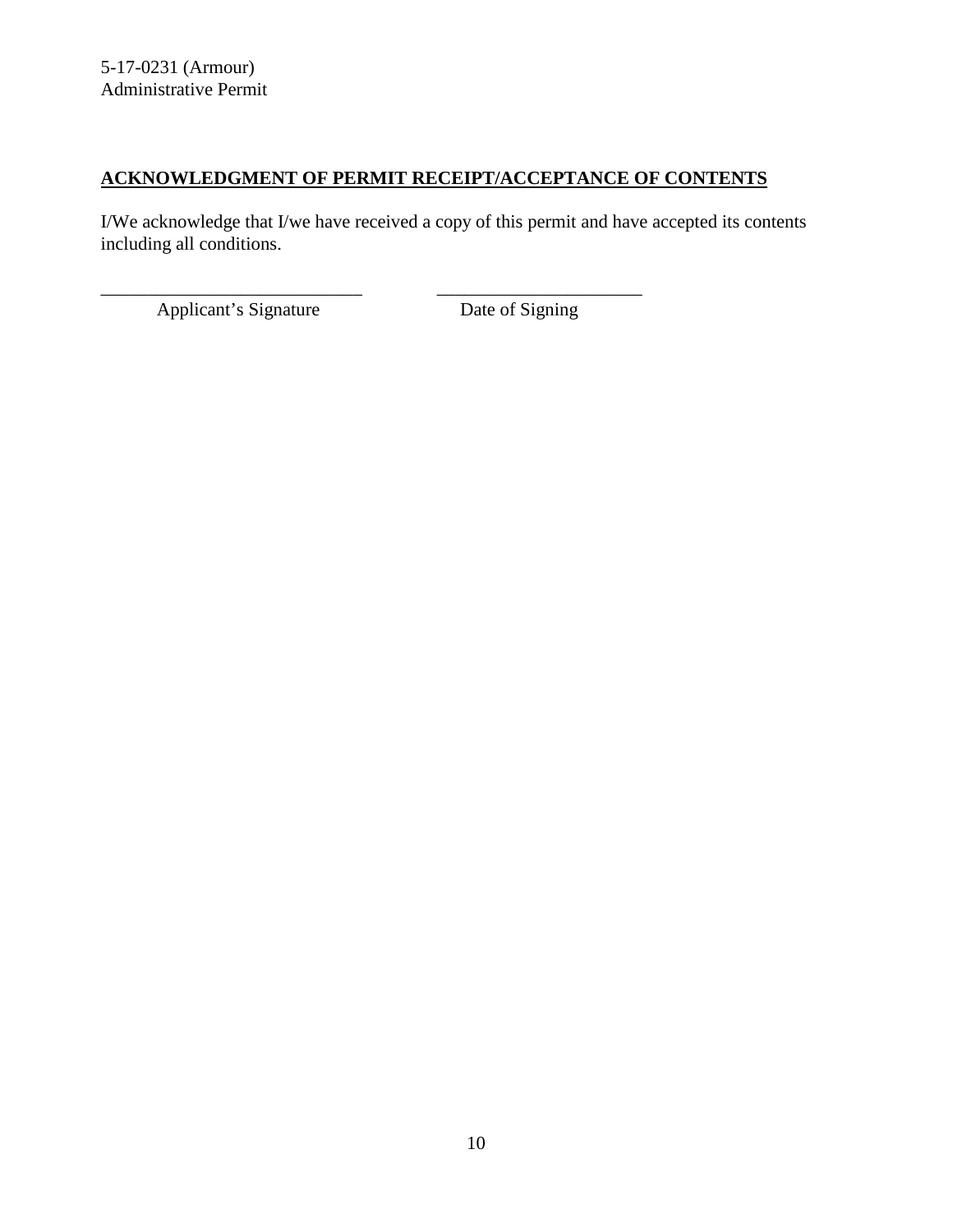## ACKNOWLEDGMENT OF PERMIT RECEIPT/ACCEPTANCE OF CONTENTS

I/We acknowledge that I/we have received a copy of this permit and have accepted its contents including all conditions.

_____________________________ &nbsp;&nbsp;&nbsp;&nbsp;&nbsp;&nbsp;&nbsp;&nbsp; ______________________

Applicant's Signature &nbsp;&nbsp;&nbsp;&nbsp;&nbsp;&nbsp;&nbsp;&nbsp;&nbsp;&nbsp;&nbsp;&nbsp;&nbsp;&nbsp;&nbsp;&nbsp; Date of Signing